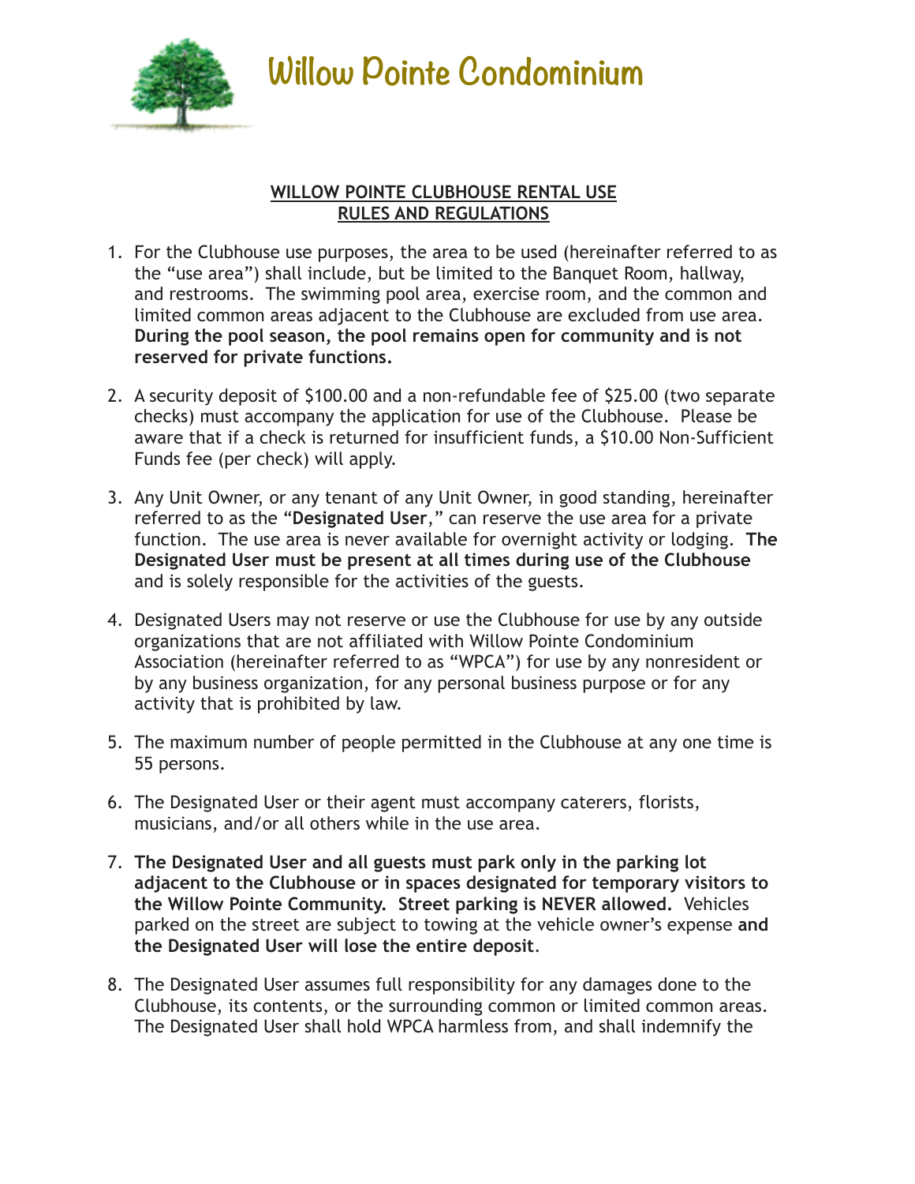# Willow Pointe Condominium

**WILLOW POINTE CLUBHOUSE RENTAL USE**
**RULES AND REGULATIONS**

1. For the Clubhouse use purposes, the area to be used (hereinafter referred to as the "use area") shall include, but be limited to the Banquet Room, hallway, and restrooms. The swimming pool area, exercise room, and the common and limited common areas adjacent to the Clubhouse are excluded from use area. **During the pool season, the pool remains open for community and is not reserved for private functions.**

2. A security deposit of $100.00 and a non-refundable fee of $25.00 (two separate checks) must accompany the application for use of the Clubhouse. Please be aware that if a check is returned for insufficient funds, a $10.00 Non-Sufficient Funds fee (per check) will apply.

3. Any Unit Owner, or any tenant of any Unit Owner, in good standing, hereinafter referred to as the "**Designated User**," can reserve the use area for a private function. The use area is never available for overnight activity or lodging. **The Designated User must be present at all times during use of the Clubhouse** and is solely responsible for the activities of the guests.

4. Designated Users may not reserve or use the Clubhouse for use by any outside organizations that are not affiliated with Willow Pointe Condominium Association (hereinafter referred to as "WPCA") for use by any nonresident or by any business organization, for any personal business purpose or for any activity that is prohibited by law.

5. The maximum number of people permitted in the Clubhouse at any one time is 55 persons.

6. The Designated User or their agent must accompany caterers, florists, musicians, and/or all others while in the use area.

7. **The Designated User and all guests must park only in the parking lot adjacent to the Clubhouse or in spaces designated for temporary visitors to the Willow Pointe Community. Street parking is NEVER allowed.** Vehicles parked on the street are subject to towing at the vehicle owner's expense **and the Designated User will lose the entire deposit**.

8. The Designated User assumes full responsibility for any damages done to the Clubhouse, its contents, or the surrounding common or limited common areas. The Designated User shall hold WPCA harmless from, and shall indemnify the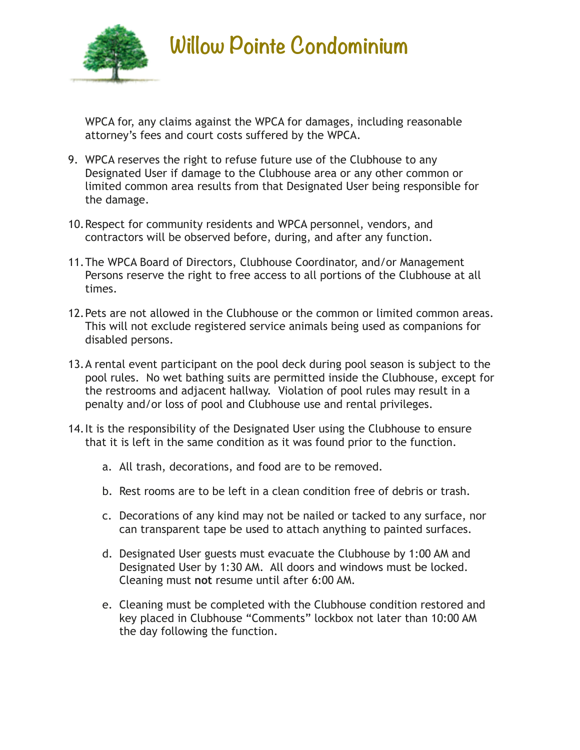WPCA for, any claims against the WPCA for damages, including reasonable attorney's fees and court costs suffered by the WPCA.

9. WPCA reserves the right to refuse future use of the Clubhouse to any Designated User if damage to the Clubhouse area or any other common or limited common area results from that Designated User being responsible for the damage.

10. Respect for community residents and WPCA personnel, vendors, and contractors will be observed before, during, and after any function.

11. The WPCA Board of Directors, Clubhouse Coordinator, and/or Management Persons reserve the right to free access to all portions of the Clubhouse at all times.

12. Pets are not allowed in the Clubhouse or the common or limited common areas. This will not exclude registered service animals being used as companions for disabled persons.

13. A rental event participant on the pool deck during pool season is subject to the pool rules. No wet bathing suits are permitted inside the Clubhouse, except for the restrooms and adjacent hallway. Violation of pool rules may result in a penalty and/or loss of pool and Clubhouse use and rental privileges.

14. It is the responsibility of the Designated User using the Clubhouse to ensure that it is left in the same condition as it was found prior to the function.

    a. All trash, decorations, and food are to be removed.

    b. Rest rooms are to be left in a clean condition free of debris or trash.

    c. Decorations of any kind may not be nailed or tacked to any surface, nor can transparent tape be used to attach anything to painted surfaces.

    d. Designated User guests must evacuate the Clubhouse by 1:00 AM and Designated User by 1:30 AM. All doors and windows must be locked. Cleaning must **not** resume until after 6:00 AM.

    e. Cleaning must be completed with the Clubhouse condition restored and key placed in Clubhouse "Comments" lockbox not later than 10:00 AM the day following the function.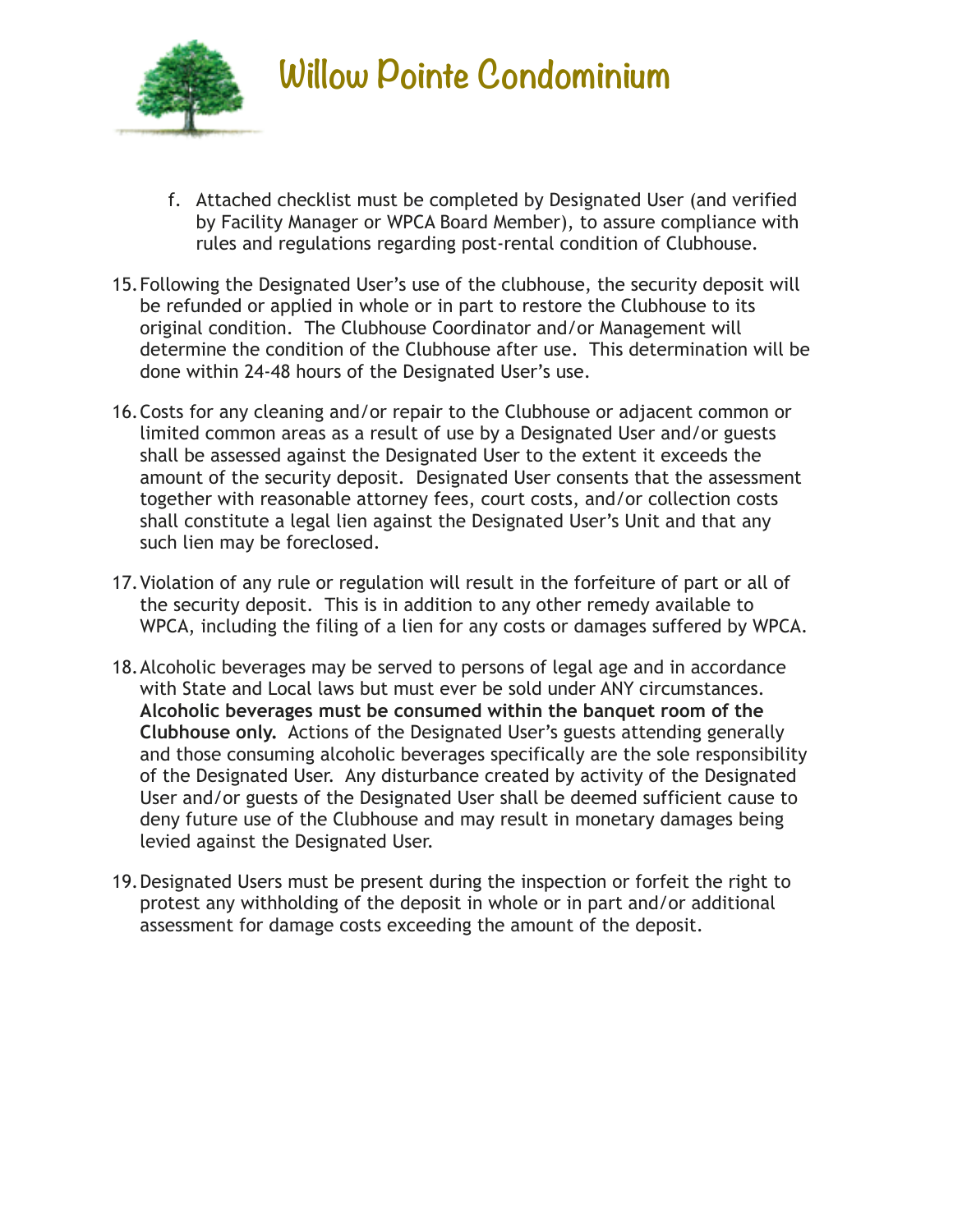f. Attached checklist must be completed by Designated User (and verified by Facility Manager or WPCA Board Member), to assure compliance with rules and regulations regarding post-rental condition of Clubhouse.

15. Following the Designated User's use of the clubhouse, the security deposit will be refunded or applied in whole or in part to restore the Clubhouse to its original condition. The Clubhouse Coordinator and/or Management will determine the condition of the Clubhouse after use. This determination will be done within 24-48 hours of the Designated User's use.

16. Costs for any cleaning and/or repair to the Clubhouse or adjacent common or limited common areas as a result of use by a Designated User and/or guests shall be assessed against the Designated User to the extent it exceeds the amount of the security deposit. Designated User consents that the assessment together with reasonable attorney fees, court costs, and/or collection costs shall constitute a legal lien against the Designated User's Unit and that any such lien may be foreclosed.

17. Violation of any rule or regulation will result in the forfeiture of part or all of the security deposit. This is in addition to any other remedy available to WPCA, including the filing of a lien for any costs or damages suffered by WPCA.

18. Alcoholic beverages may be served to persons of legal age and in accordance with State and Local laws but must ever be sold under ANY circumstances. **Alcoholic beverages must be consumed within the banquet room of the Clubhouse only.** Actions of the Designated User's guests attending generally and those consuming alcoholic beverages specifically are the sole responsibility of the Designated User. Any disturbance created by activity of the Designated User and/or guests of the Designated User shall be deemed sufficient cause to deny future use of the Clubhouse and may result in monetary damages being levied against the Designated User.

19. Designated Users must be present during the inspection or forfeit the right to protest any withholding of the deposit in whole or in part and/or additional assessment for damage costs exceeding the amount of the deposit.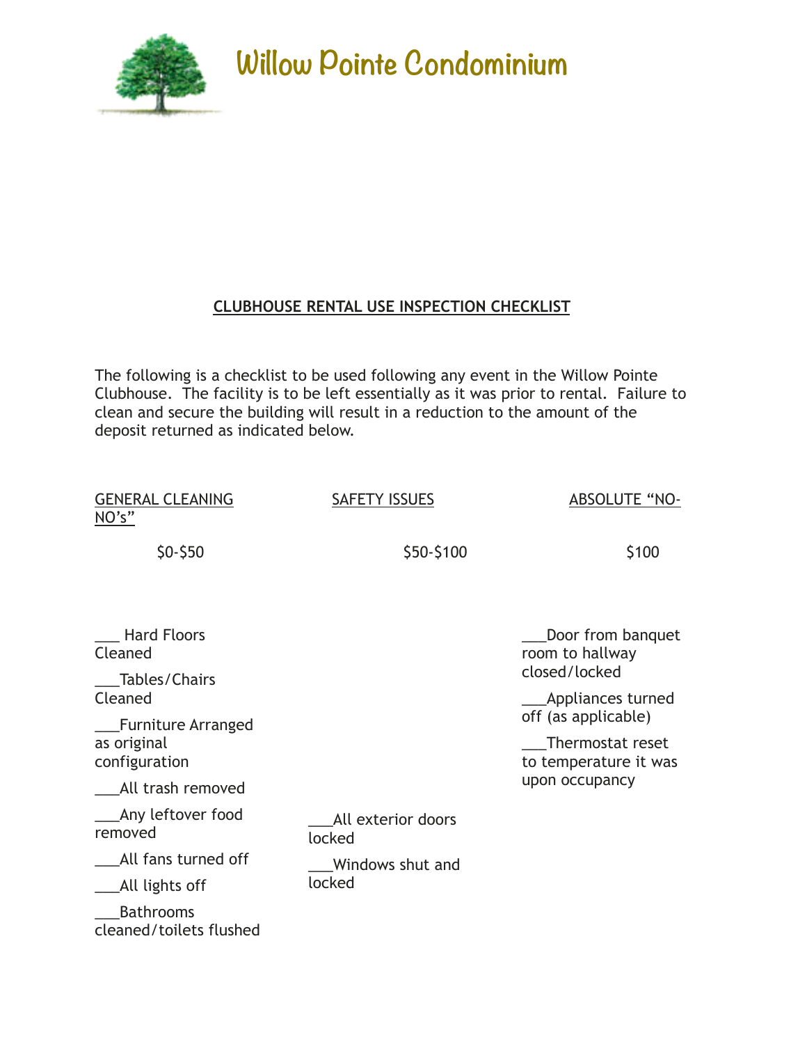# Willow Pointe Condominium

**CLUBHOUSE RENTAL USE INSPECTION CHECKLIST**

The following is a checklist to be used following any event in the Willow Pointe Clubhouse. The facility is to be left essentially as it was prior to rental. Failure to clean and secure the building will result in a reduction to the amount of the deposit returned as indicated below.

| GENERAL CLEANING | SAFETY ISSUES | ABSOLUTE “NO-NO’s” |
|---|---|---|
| $0-$50 | $50-$100 | $100 |
| ___ Hard Floors Cleaned<br>___Tables/Chairs Cleaned<br>___Furniture Arranged as original configuration<br>___All trash removed<br>___Any leftover food removed<br>___All fans turned off<br>___All lights off<br>___Bathrooms cleaned/toilets flushed | ___All exterior doors locked<br>___Windows shut and locked | ___Door from banquet room to hallway closed/locked<br>___Appliances turned off (as applicable)<br>___Thermostat reset to temperature it was upon occupancy |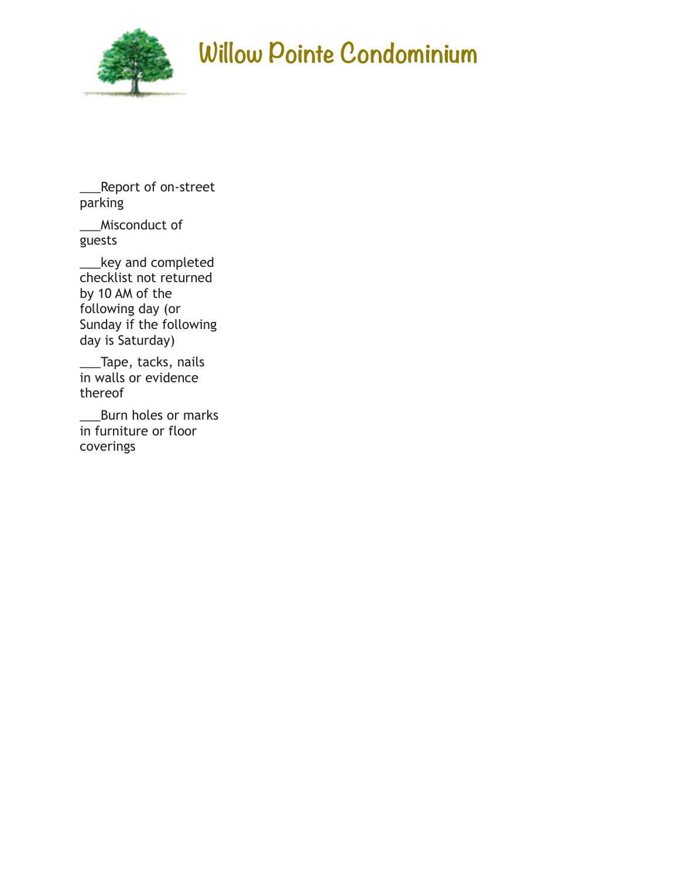# Willow Pointe Condominium

___Report of on-street parking

___Misconduct of guests

___key and completed checklist not returned by 10 AM of the following day (or Sunday if the following day is Saturday)

___Tape, tacks, nails in walls or evidence thereof

___Burn holes or marks in furniture or floor coverings